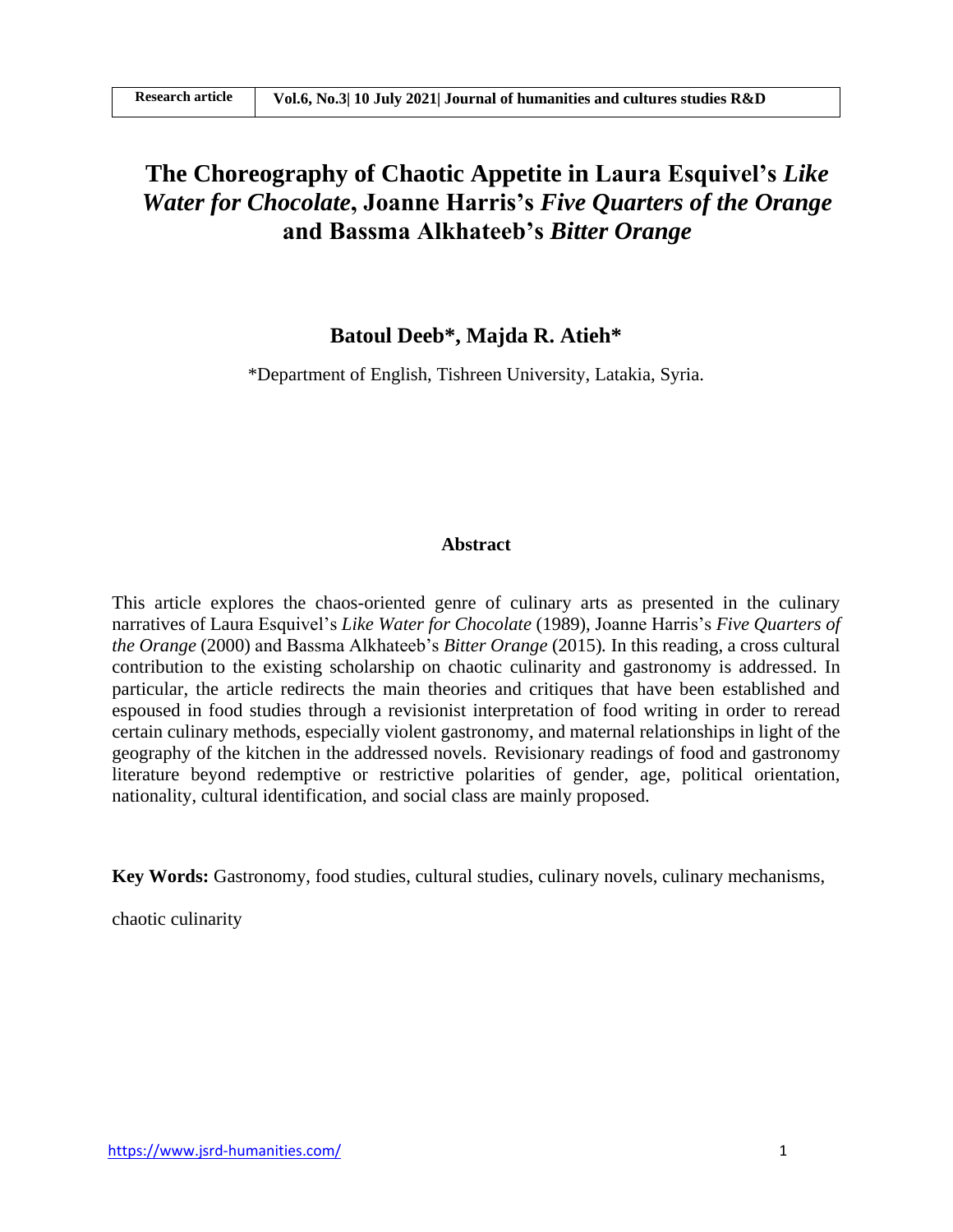# The Choreography of Chaotic Appetite in Laura Esquivel's *Like Water for Chocolate*, Joanne Harris's *Five Quarters of the Orange* and Bassma Alkhateeb's *Bitter Orange*

**Batoul Deeb\*, Majda R. Atieh\***

\*Department of English, Tishreen University, Latakia, Syria.

## Abstract

This article explores the chaos-oriented genre of culinary arts as presented in the culinary narratives of Laura Esquivel's *Like Water for Chocolate* (1989), Joanne Harris's *Five Quarters of the Orange* (2000) and Bassma Alkhateeb's *Bitter Orange* (2015). In this reading, a cross cultural contribution to the existing scholarship on chaotic culinarity and gastronomy is addressed. In particular, the article redirects the main theories and critiques that have been established and espoused in food studies through a revisionist interpretation of food writing in order to reread certain culinary methods, especially violent gastronomy, and maternal relationships in light of the geography of the kitchen in the addressed novels. Revisionary readings of food and gastronomy literature beyond redemptive or restrictive polarities of gender, age, political orientation, nationality, cultural identification, and social class are mainly proposed.

**Key Words:** Gastronomy, food studies, cultural studies, culinary novels, culinary mechanisms, chaotic culinarity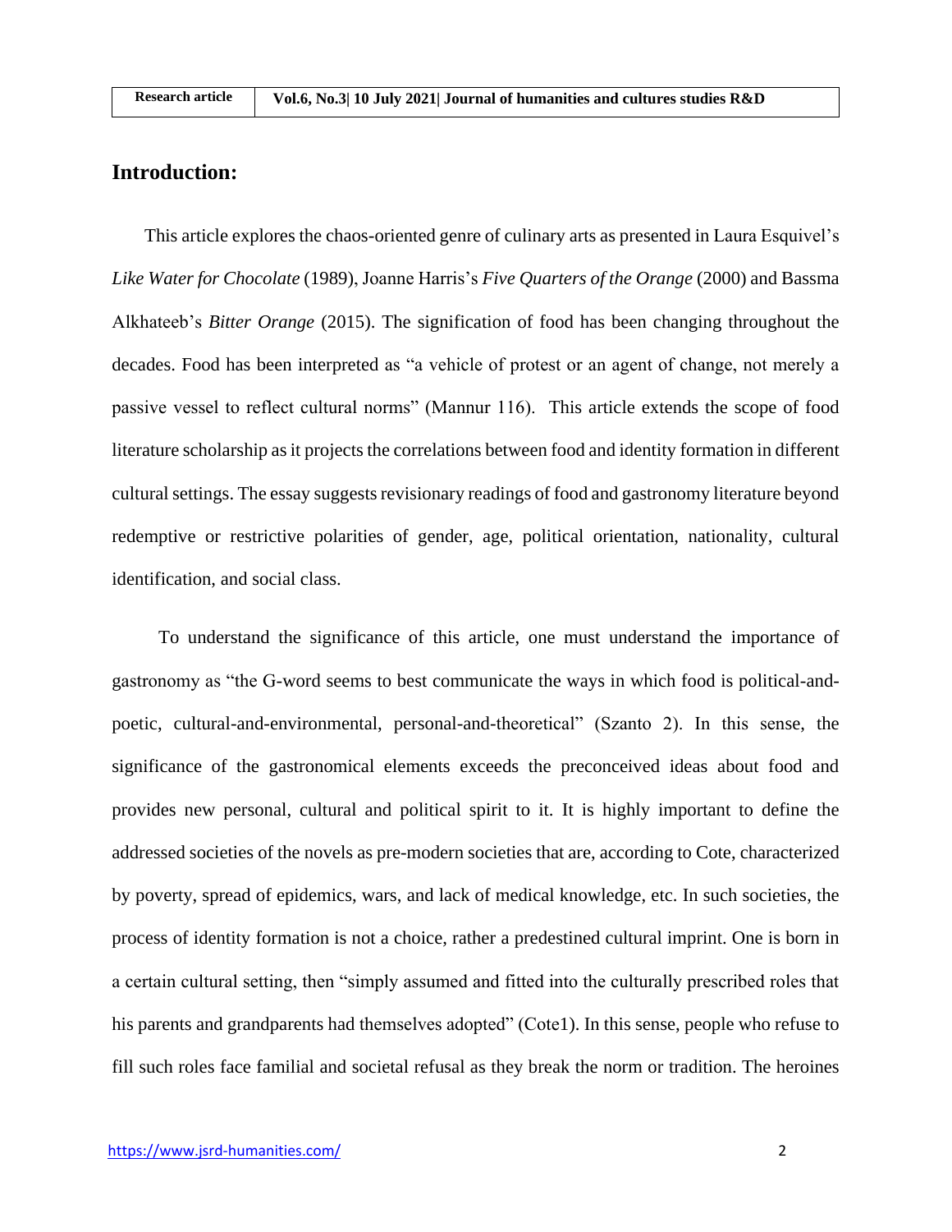## Introduction:

This article explores the chaos-oriented genre of culinary arts as presented in Laura Esquivel's *Like Water for Chocolate* (1989), Joanne Harris's *Five Quarters of the Orange* (2000) and Bassma Alkhateeb's *Bitter Orange* (2015). The signification of food has been changing throughout the decades. Food has been interpreted as "a vehicle of protest or an agent of change, not merely a passive vessel to reflect cultural norms" (Mannur 116). This article extends the scope of food literature scholarship as it projects the correlations between food and identity formation in different cultural settings. The essay suggests revisionary readings of food and gastronomy literature beyond redemptive or restrictive polarities of gender, age, political orientation, nationality, cultural identification, and social class.

To understand the significance of this article, one must understand the importance of gastronomy as "the G-word seems to best communicate the ways in which food is political-and-poetic, cultural-and-environmental, personal-and-theoretical" (Szanto 2). In this sense, the significance of the gastronomical elements exceeds the preconceived ideas about food and provides new personal, cultural and political spirit to it. It is highly important to define the addressed societies of the novels as pre-modern societies that are, according to Cote, characterized by poverty, spread of epidemics, wars, and lack of medical knowledge, etc. In such societies, the process of identity formation is not a choice, rather a predestined cultural imprint. One is born in a certain cultural setting, then "simply assumed and fitted into the culturally prescribed roles that his parents and grandparents had themselves adopted" (Cote1). In this sense, people who refuse to fill such roles face familial and societal refusal as they break the norm or tradition. The heroines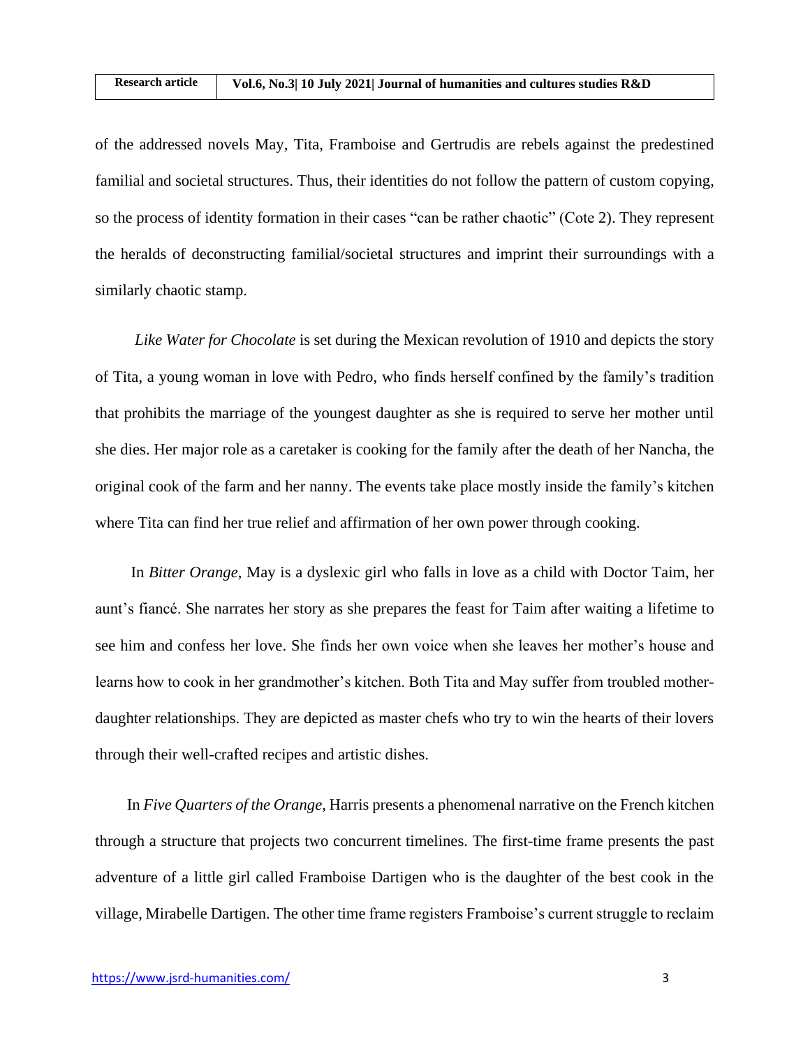of the addressed novels May, Tita, Framboise and Gertrudis are rebels against the predestined familial and societal structures. Thus, their identities do not follow the pattern of custom copying, so the process of identity formation in their cases "can be rather chaotic" (Cote 2). They represent the heralds of deconstructing familial/societal structures and imprint their surroundings with a similarly chaotic stamp.

*Like Water for Chocolate* is set during the Mexican revolution of 1910 and depicts the story of Tita, a young woman in love with Pedro, who finds herself confined by the family's tradition that prohibits the marriage of the youngest daughter as she is required to serve her mother until she dies. Her major role as a caretaker is cooking for the family after the death of her Nancha, the original cook of the farm and her nanny. The events take place mostly inside the family's kitchen where Tita can find her true relief and affirmation of her own power through cooking.

In *Bitter Orange*, May is a dyslexic girl who falls in love as a child with Doctor Taim, her aunt's fiancé. She narrates her story as she prepares the feast for Taim after waiting a lifetime to see him and confess her love. She finds her own voice when she leaves her mother's house and learns how to cook in her grandmother's kitchen. Both Tita and May suffer from troubled mother-daughter relationships. They are depicted as master chefs who try to win the hearts of their lovers through their well-crafted recipes and artistic dishes.

In *Five Quarters of the Orange*, Harris presents a phenomenal narrative on the French kitchen through a structure that projects two concurrent timelines. The first-time frame presents the past adventure of a little girl called Framboise Dartigen who is the daughter of the best cook in the village, Mirabelle Dartigen. The other time frame registers Framboise's current struggle to reclaim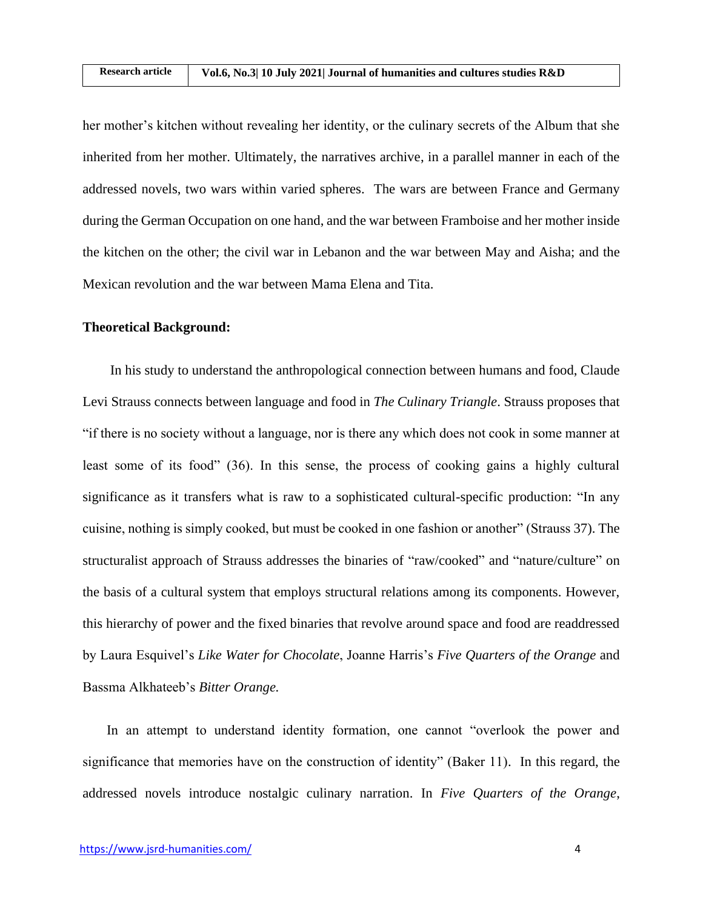her mother's kitchen without revealing her identity, or the culinary secrets of the Album that she inherited from her mother. Ultimately, the narratives archive, in a parallel manner in each of the addressed novels, two wars within varied spheres. The wars are between France and Germany during the German Occupation on one hand, and the war between Framboise and her mother inside the kitchen on the other; the civil war in Lebanon and the war between May and Aisha; and the Mexican revolution and the war between Mama Elena and Tita.

**Theoretical Background:**

In his study to understand the anthropological connection between humans and food, Claude Levi Strauss connects between language and food in *The Culinary Triangle*. Strauss proposes that "if there is no society without a language, nor is there any which does not cook in some manner at least some of its food" (36). In this sense, the process of cooking gains a highly cultural significance as it transfers what is raw to a sophisticated cultural-specific production: "In any cuisine, nothing is simply cooked, but must be cooked in one fashion or another" (Strauss 37). The structuralist approach of Strauss addresses the binaries of "raw/cooked" and "nature/culture" on the basis of a cultural system that employs structural relations among its components. However, this hierarchy of power and the fixed binaries that revolve around space and food are readdressed by Laura Esquivel's *Like Water for Chocolate*, Joanne Harris's *Five Quarters of the Orange* and Bassma Alkhateeb's *Bitter Orange.*

In an attempt to understand identity formation, one cannot "overlook the power and significance that memories have on the construction of identity" (Baker 11). In this regard, the addressed novels introduce nostalgic culinary narration. In *Five Quarters of the Orange*,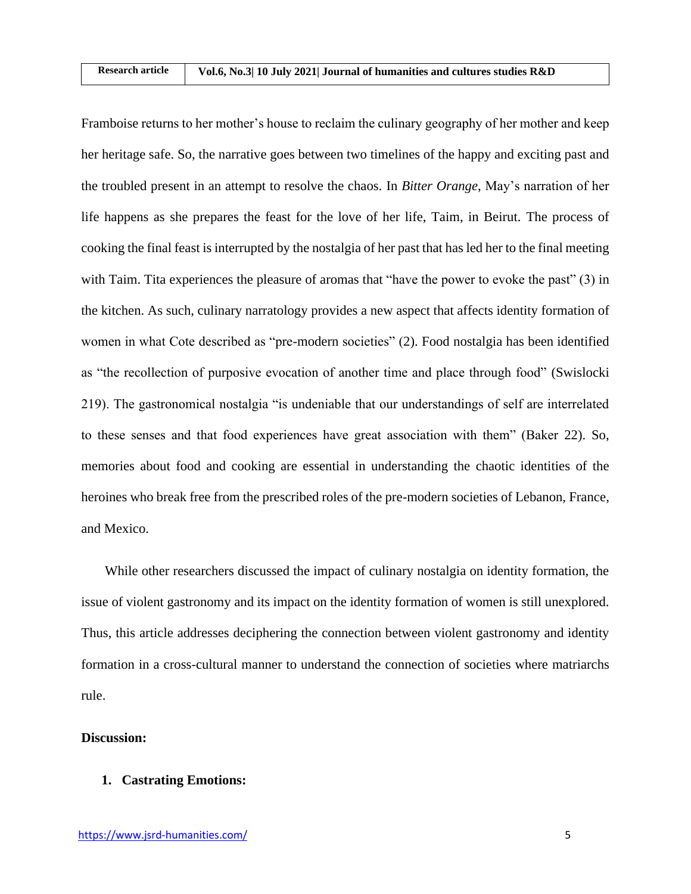Framboise returns to her mother's house to reclaim the culinary geography of her mother and keep her heritage safe. So, the narrative goes between two timelines of the happy and exciting past and the troubled present in an attempt to resolve the chaos. In *Bitter Orange*, May's narration of her life happens as she prepares the feast for the love of her life, Taim, in Beirut. The process of cooking the final feast is interrupted by the nostalgia of her past that has led her to the final meeting with Taim. Tita experiences the pleasure of aromas that "have the power to evoke the past" (3) in the kitchen. As such, culinary narratology provides a new aspect that affects identity formation of women in what Cote described as "pre-modern societies" (2). Food nostalgia has been identified as "the recollection of purposive evocation of another time and place through food" (Swislocki 219). The gastronomical nostalgia "is undeniable that our understandings of self are interrelated to these senses and that food experiences have great association with them" (Baker 22). So, memories about food and cooking are essential in understanding the chaotic identities of the heroines who break free from the prescribed roles of the pre-modern societies of Lebanon, France, and Mexico.

While other researchers discussed the impact of culinary nostalgia on identity formation, the issue of violent gastronomy and its impact on the identity formation of women is still unexplored. Thus, this article addresses deciphering the connection between violent gastronomy and identity formation in a cross-cultural manner to understand the connection of societies where matriarchs rule.

## Discussion:

### 1. Castrating Emotions: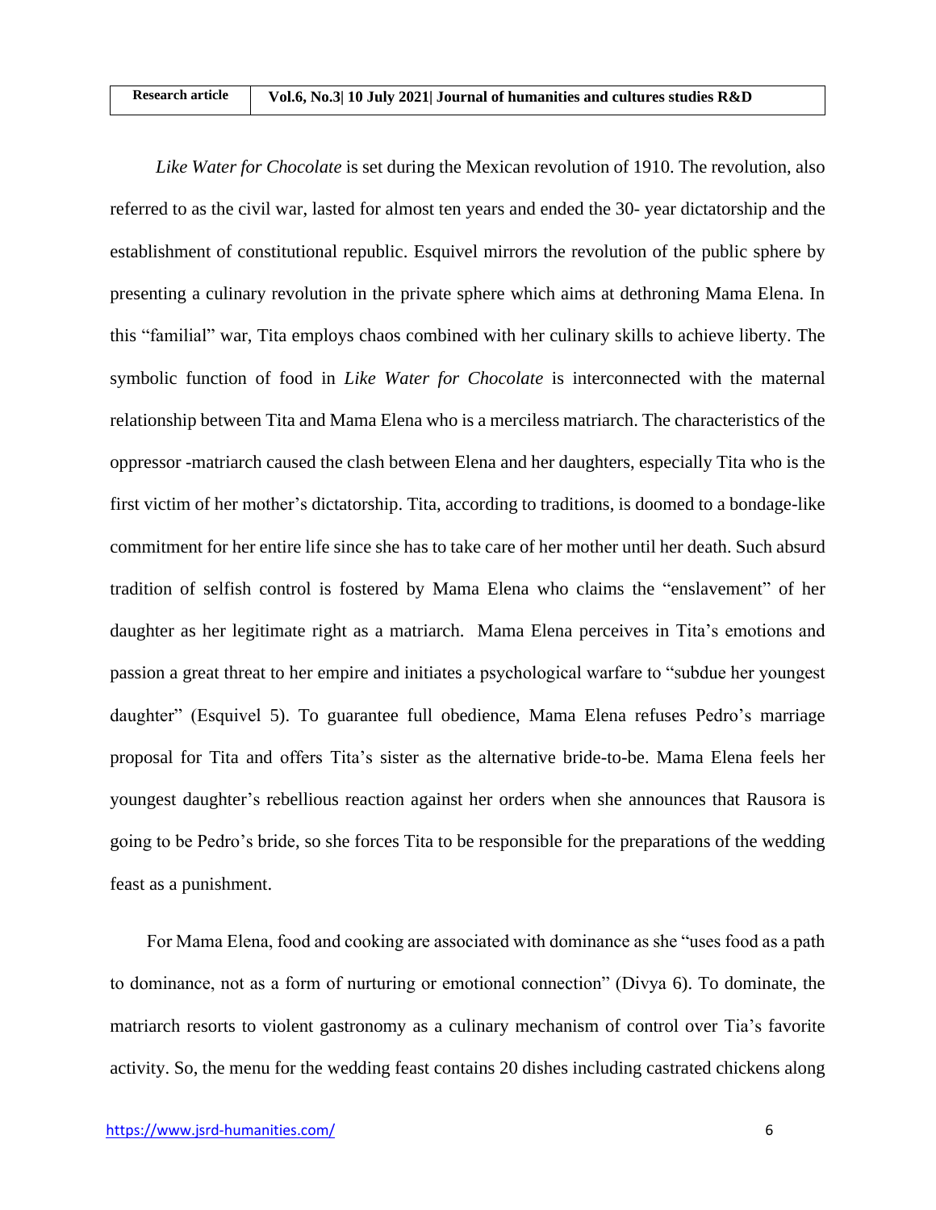*Like Water for Chocolate* is set during the Mexican revolution of 1910. The revolution, also referred to as the civil war, lasted for almost ten years and ended the 30- year dictatorship and the establishment of constitutional republic. Esquivel mirrors the revolution of the public sphere by presenting a culinary revolution in the private sphere which aims at dethroning Mama Elena. In this "familial" war, Tita employs chaos combined with her culinary skills to achieve liberty. The symbolic function of food in *Like Water for Chocolate* is interconnected with the maternal relationship between Tita and Mama Elena who is a merciless matriarch. The characteristics of the oppressor -matriarch caused the clash between Elena and her daughters, especially Tita who is the first victim of her mother's dictatorship. Tita, according to traditions, is doomed to a bondage-like commitment for her entire life since she has to take care of her mother until her death. Such absurd tradition of selfish control is fostered by Mama Elena who claims the "enslavement" of her daughter as her legitimate right as a matriarch. Mama Elena perceives in Tita's emotions and passion a great threat to her empire and initiates a psychological warfare to "subdue her youngest daughter" (Esquivel 5). To guarantee full obedience, Mama Elena refuses Pedro's marriage proposal for Tita and offers Tita's sister as the alternative bride-to-be. Mama Elena feels her youngest daughter's rebellious reaction against her orders when she announces that Rausora is going to be Pedro's bride, so she forces Tita to be responsible for the preparations of the wedding feast as a punishment.

For Mama Elena, food and cooking are associated with dominance as she "uses food as a path to dominance, not as a form of nurturing or emotional connection" (Divya 6). To dominate, the matriarch resorts to violent gastronomy as a culinary mechanism of control over Tia's favorite activity. So, the menu for the wedding feast contains 20 dishes including castrated chickens along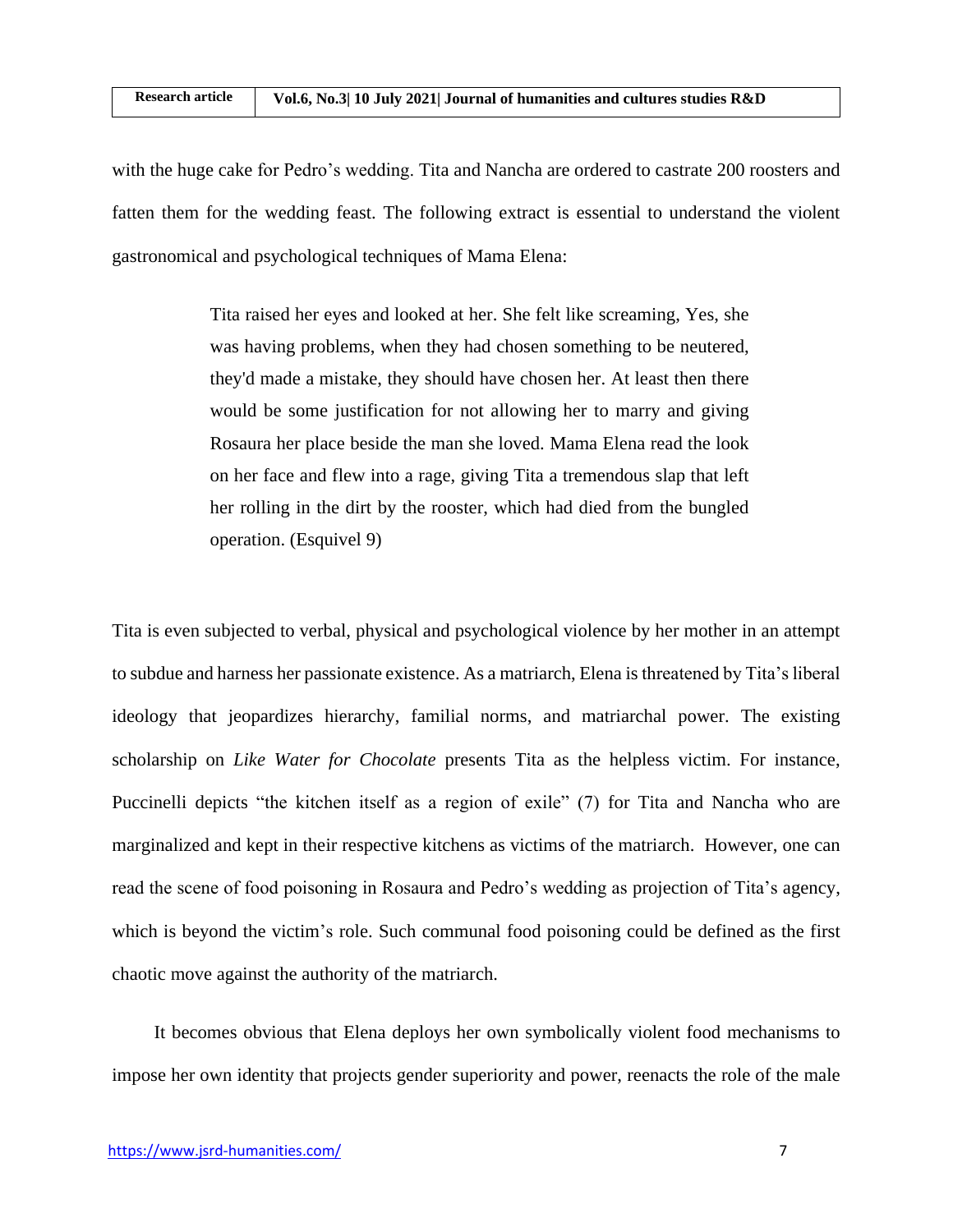with the huge cake for Pedro's wedding. Tita and Nancha are ordered to castrate 200 roosters and fatten them for the wedding feast. The following extract is essential to understand the violent gastronomical and psychological techniques of Mama Elena:

> Tita raised her eyes and looked at her. She felt like screaming, Yes, she was having problems, when they had chosen something to be neutered, they'd made a mistake, they should have chosen her. At least then there would be some justification for not allowing her to marry and giving Rosaura her place beside the man she loved. Mama Elena read the look on her face and flew into a rage, giving Tita a tremendous slap that left her rolling in the dirt by the rooster, which had died from the bungled operation. (Esquivel 9)

Tita is even subjected to verbal, physical and psychological violence by her mother in an attempt to subdue and harness her passionate existence. As a matriarch, Elena is threatened by Tita's liberal ideology that jeopardizes hierarchy, familial norms, and matriarchal power. The existing scholarship on *Like Water for Chocolate* presents Tita as the helpless victim. For instance, Puccinelli depicts "the kitchen itself as a region of exile" (7) for Tita and Nancha who are marginalized and kept in their respective kitchens as victims of the matriarch. However, one can read the scene of food poisoning in Rosaura and Pedro's wedding as projection of Tita's agency, which is beyond the victim's role. Such communal food poisoning could be defined as the first chaotic move against the authority of the matriarch.

It becomes obvious that Elena deploys her own symbolically violent food mechanisms to impose her own identity that projects gender superiority and power, reenacts the role of the male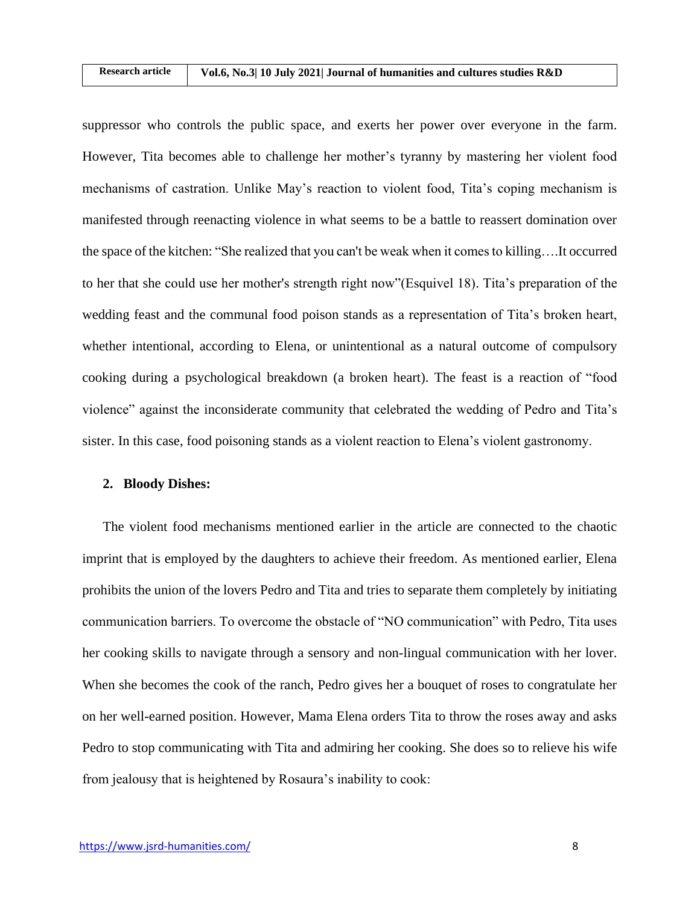suppressor who controls the public space, and exerts her power over everyone in the farm. However, Tita becomes able to challenge her mother's tyranny by mastering her violent food mechanisms of castration. Unlike May's reaction to violent food, Tita's coping mechanism is manifested through reenacting violence in what seems to be a battle to reassert domination over the space of the kitchen: "She realized that you can't be weak when it comes to killing….It occurred to her that she could use her mother's strength right now"(Esquivel 18). Tita's preparation of the wedding feast and the communal food poison stands as a representation of Tita's broken heart, whether intentional, according to Elena, or unintentional as a natural outcome of compulsory cooking during a psychological breakdown (a broken heart). The feast is a reaction of "food violence" against the inconsiderate community that celebrated the wedding of Pedro and Tita's sister. In this case, food poisoning stands as a violent reaction to Elena's violent gastronomy.

## 2. Bloody Dishes:

The violent food mechanisms mentioned earlier in the article are connected to the chaotic imprint that is employed by the daughters to achieve their freedom. As mentioned earlier, Elena prohibits the union of the lovers Pedro and Tita and tries to separate them completely by initiating communication barriers. To overcome the obstacle of "NO communication" with Pedro, Tita uses her cooking skills to navigate through a sensory and non-lingual communication with her lover. When she becomes the cook of the ranch, Pedro gives her a bouquet of roses to congratulate her on her well-earned position. However, Mama Elena orders Tita to throw the roses away and asks Pedro to stop communicating with Tita and admiring her cooking. She does so to relieve his wife from jealousy that is heightened by Rosaura's inability to cook: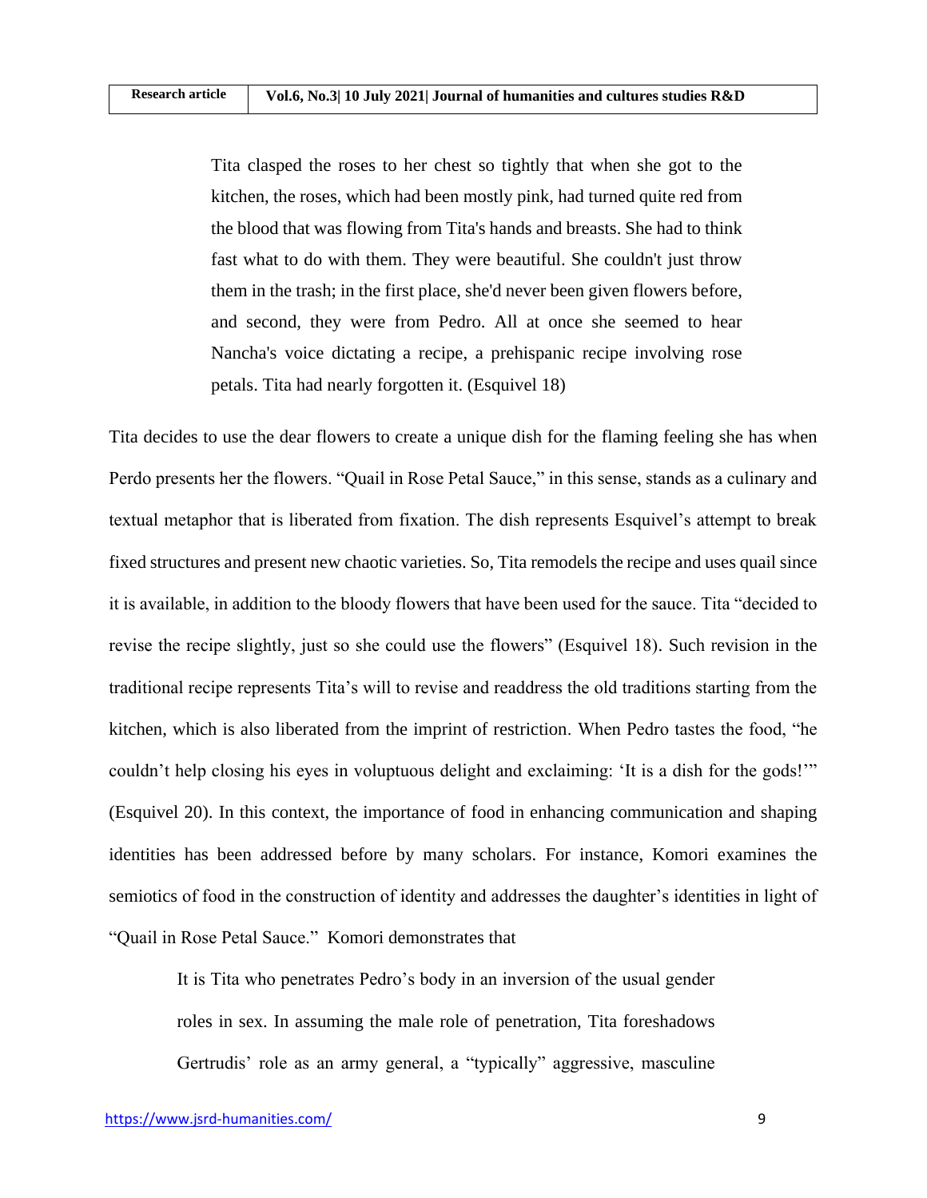> Tita clasped the roses to her chest so tightly that when she got to the kitchen, the roses, which had been mostly pink, had turned quite red from the blood that was flowing from Tita's hands and breasts. She had to think fast what to do with them. They were beautiful. She couldn't just throw them in the trash; in the first place, she'd never been given flowers before, and second, they were from Pedro. All at once she seemed to hear Nancha's voice dictating a recipe, a prehispanic recipe involving rose petals. Tita had nearly forgotten it. (Esquivel 18)

Tita decides to use the dear flowers to create a unique dish for the flaming feeling she has when Perdo presents her the flowers. "Quail in Rose Petal Sauce," in this sense, stands as a culinary and textual metaphor that is liberated from fixation. The dish represents Esquivel's attempt to break fixed structures and present new chaotic varieties. So, Tita remodels the recipe and uses quail since it is available, in addition to the bloody flowers that have been used for the sauce. Tita "decided to revise the recipe slightly, just so she could use the flowers" (Esquivel 18). Such revision in the traditional recipe represents Tita's will to revise and readdress the old traditions starting from the kitchen, which is also liberated from the imprint of restriction. When Pedro tastes the food, "he couldn't help closing his eyes in voluptuous delight and exclaiming: 'It is a dish for the gods!'" (Esquivel 20). In this context, the importance of food in enhancing communication and shaping identities has been addressed before by many scholars. For instance, Komori examines the semiotics of food in the construction of identity and addresses the daughter's identities in light of "Quail in Rose Petal Sauce." Komori demonstrates that

> It is Tita who penetrates Pedro's body in an inversion of the usual gender roles in sex. In assuming the male role of penetration, Tita foreshadows Gertrudis' role as an army general, a "typically" aggressive, masculine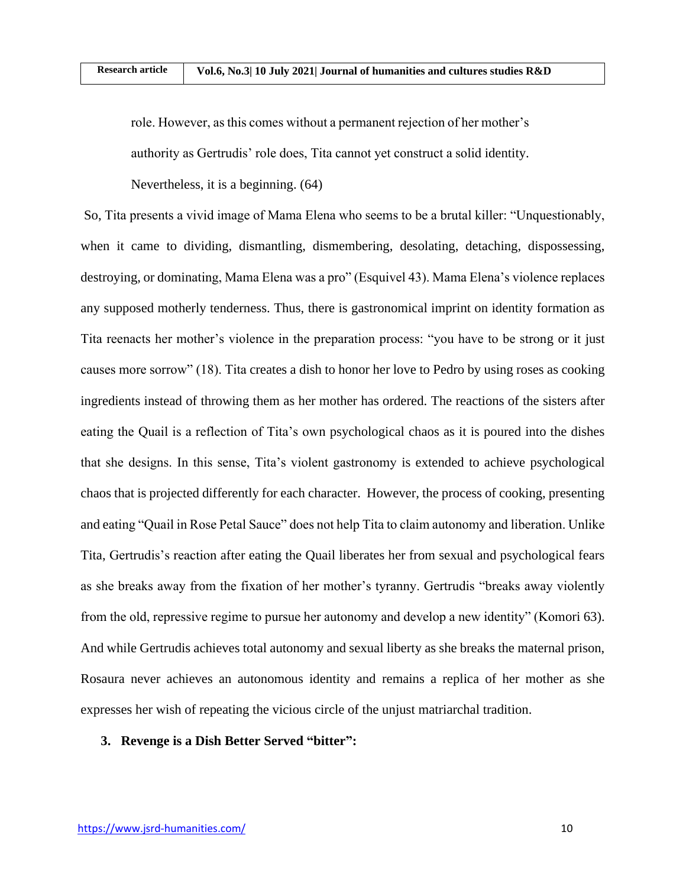> role. However, as this comes without a permanent rejection of her mother's authority as Gertrudis' role does, Tita cannot yet construct a solid identity. Nevertheless, it is a beginning. (64)

So, Tita presents a vivid image of Mama Elena who seems to be a brutal killer: "Unquestionably, when it came to dividing, dismantling, dismembering, desolating, detaching, dispossessing, destroying, or dominating, Mama Elena was a pro" (Esquivel 43). Mama Elena's violence replaces any supposed motherly tenderness. Thus, there is gastronomical imprint on identity formation as Tita reenacts her mother's violence in the preparation process: "you have to be strong or it just causes more sorrow" (18). Tita creates a dish to honor her love to Pedro by using roses as cooking ingredients instead of throwing them as her mother has ordered. The reactions of the sisters after eating the Quail is a reflection of Tita's own psychological chaos as it is poured into the dishes that she designs. In this sense, Tita's violent gastronomy is extended to achieve psychological chaos that is projected differently for each character. However, the process of cooking, presenting and eating "Quail in Rose Petal Sauce" does not help Tita to claim autonomy and liberation. Unlike Tita, Gertrudis's reaction after eating the Quail liberates her from sexual and psychological fears as she breaks away from the fixation of her mother's tyranny. Gertrudis "breaks away violently from the old, repressive regime to pursue her autonomy and develop a new identity" (Komori 63). And while Gertrudis achieves total autonomy and sexual liberty as she breaks the maternal prison, Rosaura never achieves an autonomous identity and remains a replica of her mother as she expresses her wish of repeating the vicious circle of the unjust matriarchal tradition.

## 3. Revenge is a Dish Better Served "bitter":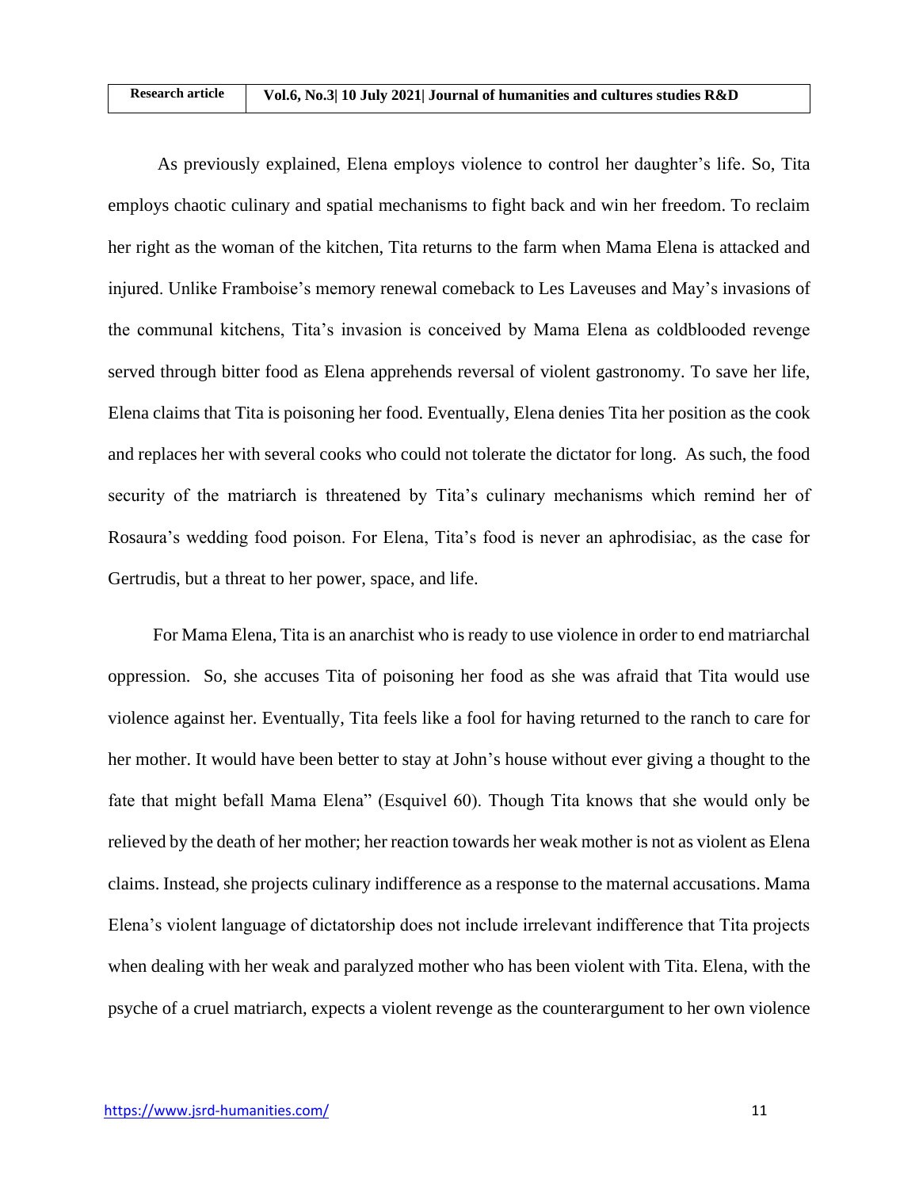As previously explained, Elena employs violence to control her daughter's life. So, Tita employs chaotic culinary and spatial mechanisms to fight back and win her freedom. To reclaim her right as the woman of the kitchen, Tita returns to the farm when Mama Elena is attacked and injured. Unlike Framboise's memory renewal comeback to Les Laveuses and May's invasions of the communal kitchens, Tita's invasion is conceived by Mama Elena as coldblooded revenge served through bitter food as Elena apprehends reversal of violent gastronomy. To save her life, Elena claims that Tita is poisoning her food. Eventually, Elena denies Tita her position as the cook and replaces her with several cooks who could not tolerate the dictator for long. As such, the food security of the matriarch is threatened by Tita's culinary mechanisms which remind her of Rosaura's wedding food poison. For Elena, Tita's food is never an aphrodisiac, as the case for Gertrudis, but a threat to her power, space, and life.

For Mama Elena, Tita is an anarchist who is ready to use violence in order to end matriarchal oppression. So, she accuses Tita of poisoning her food as she was afraid that Tita would use violence against her. Eventually, Tita feels like a fool for having returned to the ranch to care for her mother. It would have been better to stay at John's house without ever giving a thought to the fate that might befall Mama Elena" (Esquivel 60). Though Tita knows that she would only be relieved by the death of her mother; her reaction towards her weak mother is not as violent as Elena claims. Instead, she projects culinary indifference as a response to the maternal accusations. Mama Elena's violent language of dictatorship does not include irrelevant indifference that Tita projects when dealing with her weak and paralyzed mother who has been violent with Tita. Elena, with the psyche of a cruel matriarch, expects a violent revenge as the counterargument to her own violence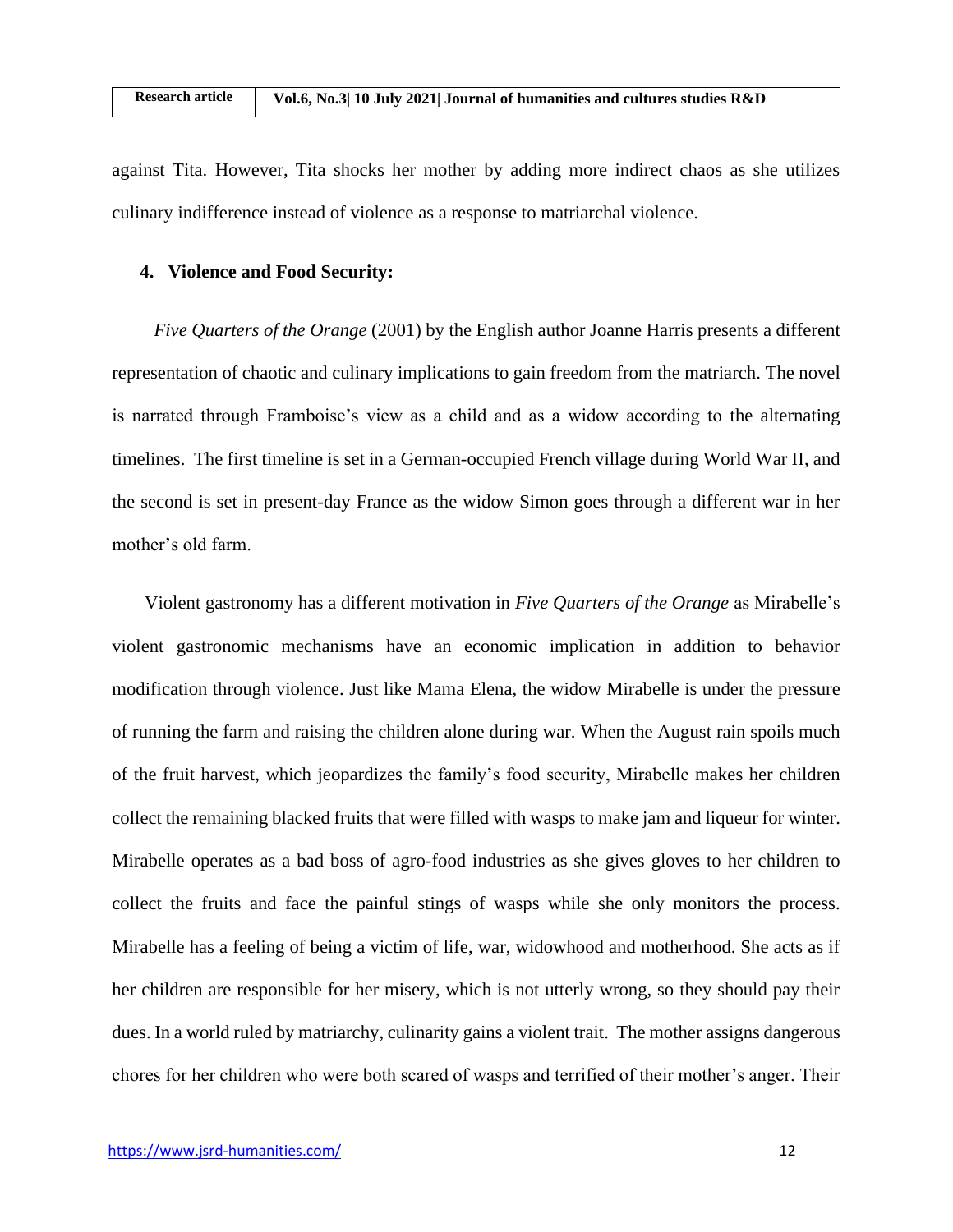against Tita. However, Tita shocks her mother by adding more indirect chaos as she utilizes culinary indifference instead of violence as a response to matriarchal violence.

## 4. Violence and Food Security:

*Five Quarters of the Orange* (2001) by the English author Joanne Harris presents a different representation of chaotic and culinary implications to gain freedom from the matriarch. The novel is narrated through Framboise's view as a child and as a widow according to the alternating timelines. The first timeline is set in a German-occupied French village during World War II, and the second is set in present-day France as the widow Simon goes through a different war in her mother's old farm.

Violent gastronomy has a different motivation in *Five Quarters of the Orange* as Mirabelle's violent gastronomic mechanisms have an economic implication in addition to behavior modification through violence. Just like Mama Elena, the widow Mirabelle is under the pressure of running the farm and raising the children alone during war. When the August rain spoils much of the fruit harvest, which jeopardizes the family's food security, Mirabelle makes her children collect the remaining blacked fruits that were filled with wasps to make jam and liqueur for winter. Mirabelle operates as a bad boss of agro-food industries as she gives gloves to her children to collect the fruits and face the painful stings of wasps while she only monitors the process. Mirabelle has a feeling of being a victim of life, war, widowhood and motherhood. She acts as if her children are responsible for her misery, which is not utterly wrong, so they should pay their dues. In a world ruled by matriarchy, culinarity gains a violent trait. The mother assigns dangerous chores for her children who were both scared of wasps and terrified of their mother's anger. Their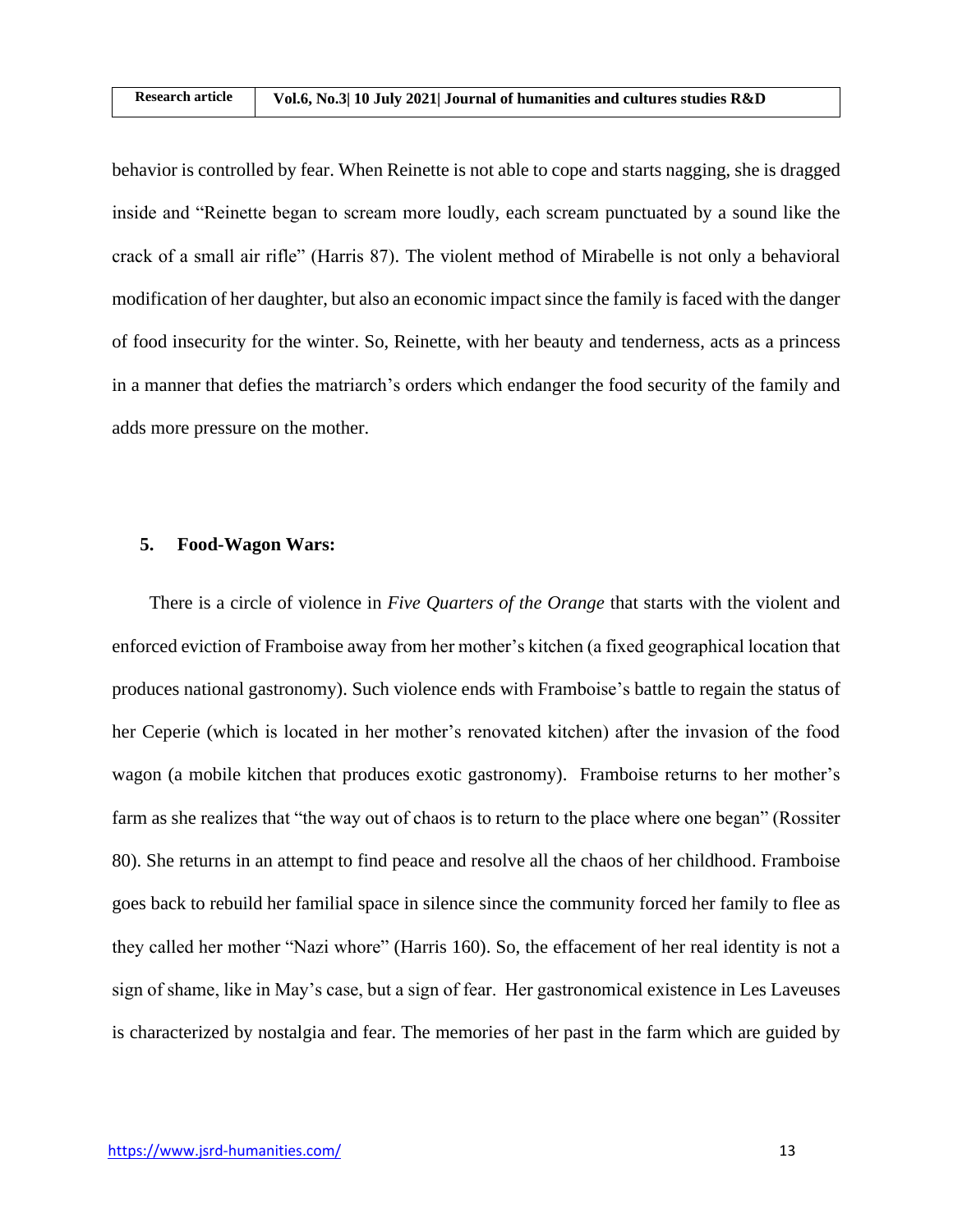behavior is controlled by fear. When Reinette is not able to cope and starts nagging, she is dragged inside and "Reinette began to scream more loudly, each scream punctuated by a sound like the crack of a small air rifle" (Harris 87). The violent method of Mirabelle is not only a behavioral modification of her daughter, but also an economic impact since the family is faced with the danger of food insecurity for the winter. So, Reinette, with her beauty and tenderness, acts as a princess in a manner that defies the matriarch's orders which endanger the food security of the family and adds more pressure on the mother.

## 5. Food-Wagon Wars:

There is a circle of violence in *Five Quarters of the Orange* that starts with the violent and enforced eviction of Framboise away from her mother's kitchen (a fixed geographical location that produces national gastronomy). Such violence ends with Framboise's battle to regain the status of her Ceperie (which is located in her mother's renovated kitchen) after the invasion of the food wagon (a mobile kitchen that produces exotic gastronomy). Framboise returns to her mother's farm as she realizes that "the way out of chaos is to return to the place where one began" (Rossiter 80). She returns in an attempt to find peace and resolve all the chaos of her childhood. Framboise goes back to rebuild her familial space in silence since the community forced her family to flee as they called her mother "Nazi whore" (Harris 160). So, the effacement of her real identity is not a sign of shame, like in May's case, but a sign of fear. Her gastronomical existence in Les Laveuses is characterized by nostalgia and fear. The memories of her past in the farm which are guided by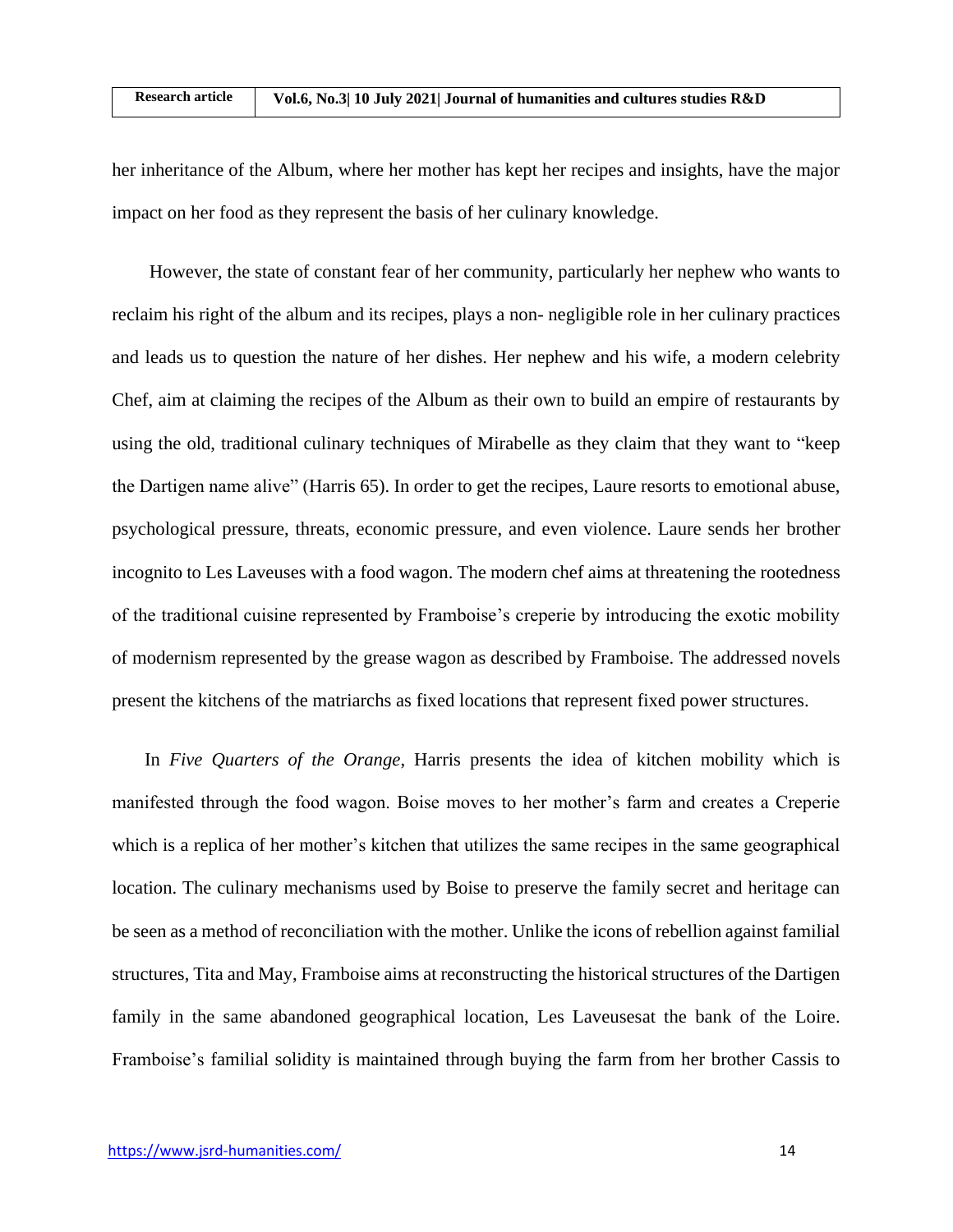her inheritance of the Album, where her mother has kept her recipes and insights, have the major impact on her food as they represent the basis of her culinary knowledge.

However, the state of constant fear of her community, particularly her nephew who wants to reclaim his right of the album and its recipes, plays a non- negligible role in her culinary practices and leads us to question the nature of her dishes. Her nephew and his wife, a modern celebrity Chef, aim at claiming the recipes of the Album as their own to build an empire of restaurants by using the old, traditional culinary techniques of Mirabelle as they claim that they want to "keep the Dartigen name alive" (Harris 65). In order to get the recipes, Laure resorts to emotional abuse, psychological pressure, threats, economic pressure, and even violence. Laure sends her brother incognito to Les Laveuses with a food wagon. The modern chef aims at threatening the rootedness of the traditional cuisine represented by Framboise's creperie by introducing the exotic mobility of modernism represented by the grease wagon as described by Framboise. The addressed novels present the kitchens of the matriarchs as fixed locations that represent fixed power structures.

In *Five Quarters of the Orange*, Harris presents the idea of kitchen mobility which is manifested through the food wagon. Boise moves to her mother's farm and creates a Creperie which is a replica of her mother's kitchen that utilizes the same recipes in the same geographical location. The culinary mechanisms used by Boise to preserve the family secret and heritage can be seen as a method of reconciliation with the mother. Unlike the icons of rebellion against familial structures, Tita and May, Framboise aims at reconstructing the historical structures of the Dartigen family in the same abandoned geographical location, Les Laveusesat the bank of the Loire. Framboise's familial solidity is maintained through buying the farm from her brother Cassis to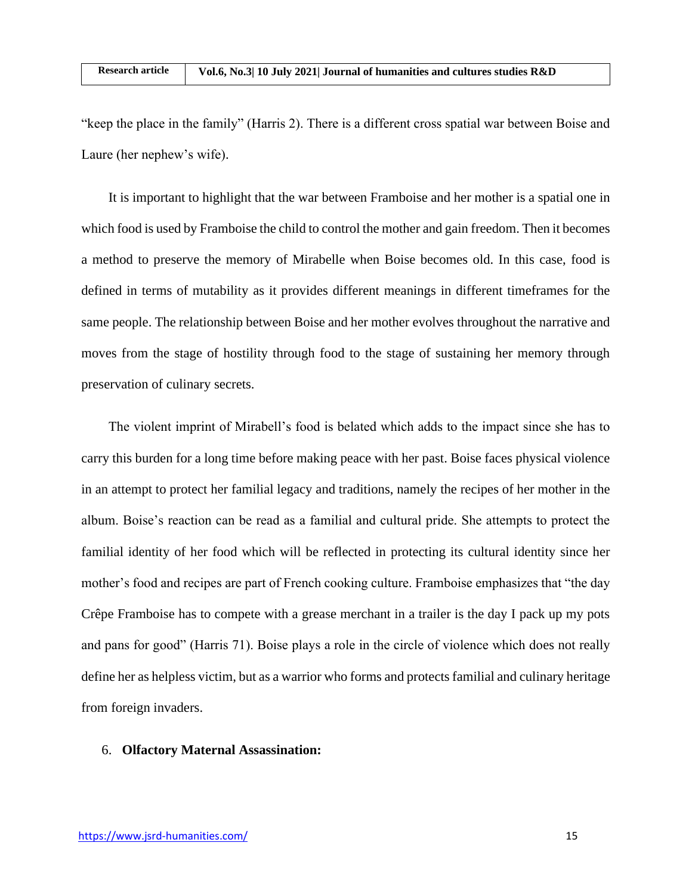"keep the place in the family" (Harris 2). There is a different cross spatial war between Boise and Laure (her nephew's wife).

It is important to highlight that the war between Framboise and her mother is a spatial one in which food is used by Framboise the child to control the mother and gain freedom. Then it becomes a method to preserve the memory of Mirabelle when Boise becomes old. In this case, food is defined in terms of mutability as it provides different meanings in different timeframes for the same people. The relationship between Boise and her mother evolves throughout the narrative and moves from the stage of hostility through food to the stage of sustaining her memory through preservation of culinary secrets.

The violent imprint of Mirabell's food is belated which adds to the impact since she has to carry this burden for a long time before making peace with her past. Boise faces physical violence in an attempt to protect her familial legacy and traditions, namely the recipes of her mother in the album. Boise's reaction can be read as a familial and cultural pride. She attempts to protect the familial identity of her food which will be reflected in protecting its cultural identity since her mother's food and recipes are part of French cooking culture. Framboise emphasizes that "the day Crêpe Framboise has to compete with a grease merchant in a trailer is the day I pack up my pots and pans for good" (Harris 71). Boise plays a role in the circle of violence which does not really define her as helpless victim, but as a warrior who forms and protects familial and culinary heritage from foreign invaders.

6. **Olfactory Maternal Assassination:**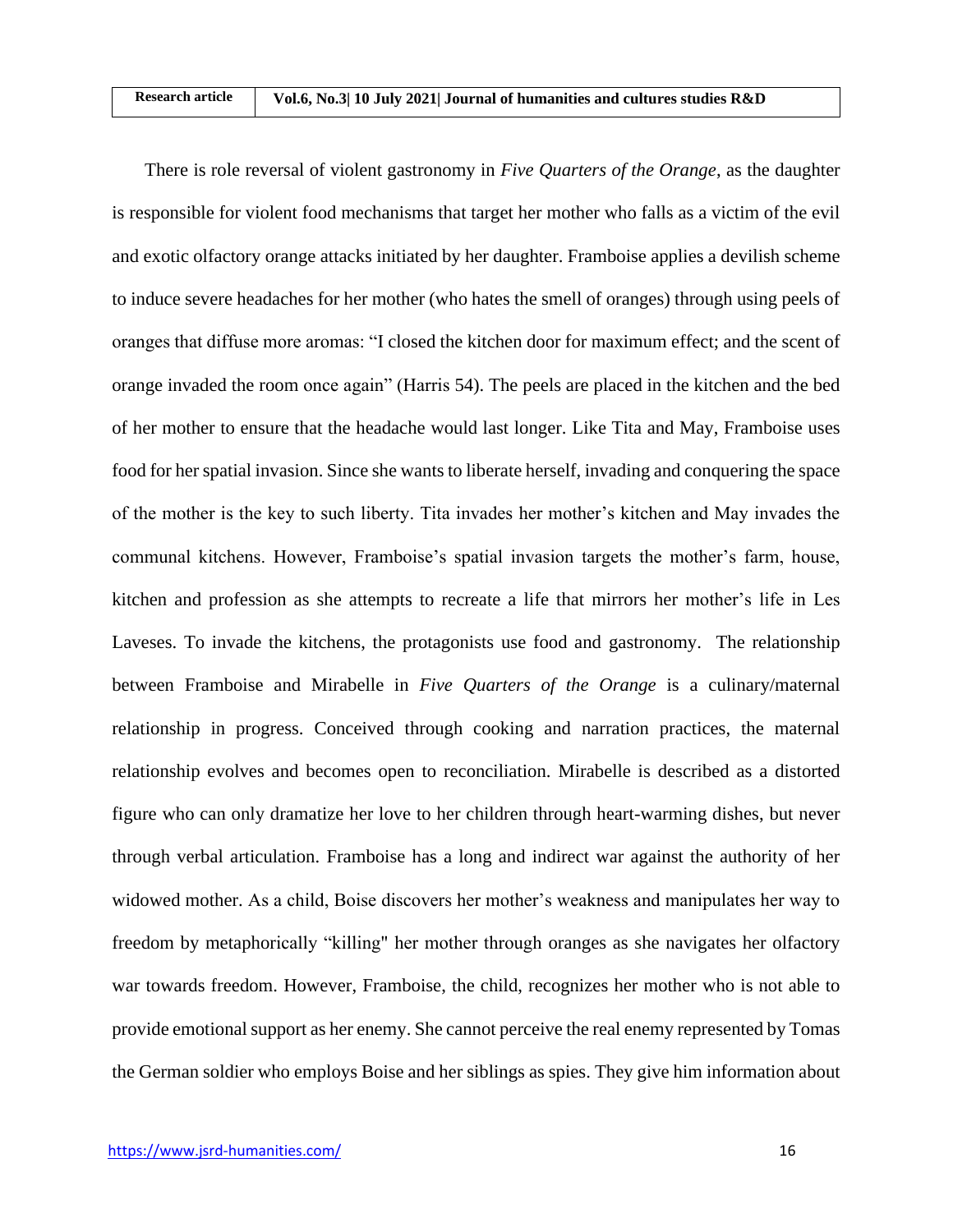There is role reversal of violent gastronomy in *Five Quarters of the Orange*, as the daughter is responsible for violent food mechanisms that target her mother who falls as a victim of the evil and exotic olfactory orange attacks initiated by her daughter. Framboise applies a devilish scheme to induce severe headaches for her mother (who hates the smell of oranges) through using peels of oranges that diffuse more aromas: "I closed the kitchen door for maximum effect; and the scent of orange invaded the room once again" (Harris 54). The peels are placed in the kitchen and the bed of her mother to ensure that the headache would last longer. Like Tita and May, Framboise uses food for her spatial invasion. Since she wants to liberate herself, invading and conquering the space of the mother is the key to such liberty. Tita invades her mother's kitchen and May invades the communal kitchens. However, Framboise's spatial invasion targets the mother's farm, house, kitchen and profession as she attempts to recreate a life that mirrors her mother's life in Les Laveses. To invade the kitchens, the protagonists use food and gastronomy. The relationship between Framboise and Mirabelle in *Five Quarters of the Orange* is a culinary/maternal relationship in progress. Conceived through cooking and narration practices, the maternal relationship evolves and becomes open to reconciliation. Mirabelle is described as a distorted figure who can only dramatize her love to her children through heart-warming dishes, but never through verbal articulation. Framboise has a long and indirect war against the authority of her widowed mother. As a child, Boise discovers her mother's weakness and manipulates her way to freedom by metaphorically "killing" her mother through oranges as she navigates her olfactory war towards freedom. However, Framboise, the child, recognizes her mother who is not able to provide emotional support as her enemy. She cannot perceive the real enemy represented by Tomas the German soldier who employs Boise and her siblings as spies. They give him information about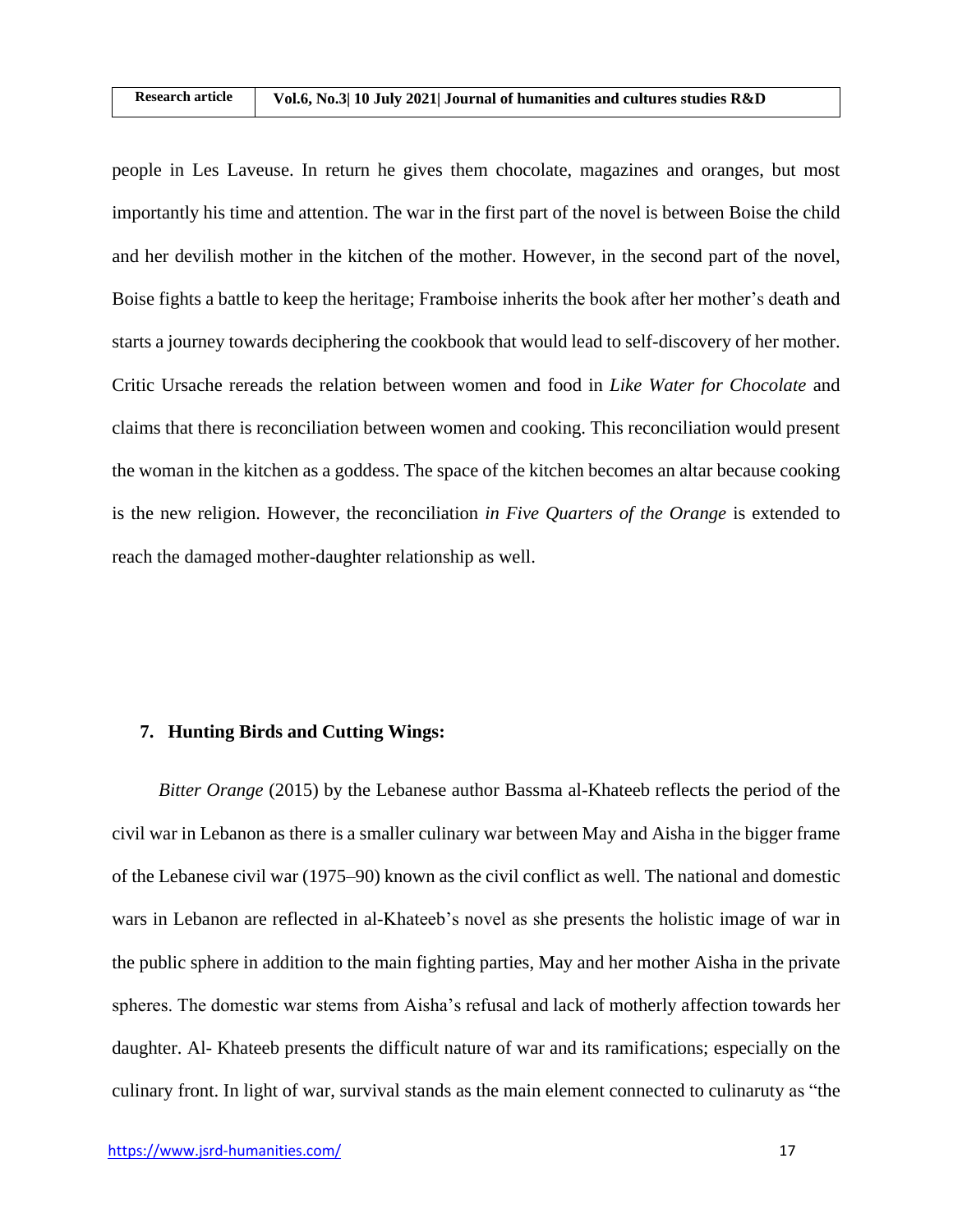people in Les Laveuse. In return he gives them chocolate, magazines and oranges, but most importantly his time and attention. The war in the first part of the novel is between Boise the child and her devilish mother in the kitchen of the mother. However, in the second part of the novel, Boise fights a battle to keep the heritage; Framboise inherits the book after her mother's death and starts a journey towards deciphering the cookbook that would lead to self-discovery of her mother. Critic Ursache rereads the relation between women and food in *Like Water for Chocolate* and claims that there is reconciliation between women and cooking. This reconciliation would present the woman in the kitchen as a goddess. The space of the kitchen becomes an altar because cooking is the new religion. However, the reconciliation *in Five Quarters of the Orange* is extended to reach the damaged mother-daughter relationship as well.

## 7. Hunting Birds and Cutting Wings:

*Bitter Orange* (2015) by the Lebanese author Bassma al-Khateeb reflects the period of the civil war in Lebanon as there is a smaller culinary war between May and Aisha in the bigger frame of the Lebanese civil war (1975–90) known as the civil conflict as well. The national and domestic wars in Lebanon are reflected in al-Khateeb's novel as she presents the holistic image of war in the public sphere in addition to the main fighting parties, May and her mother Aisha in the private spheres. The domestic war stems from Aisha's refusal and lack of motherly affection towards her daughter. Al- Khateeb presents the difficult nature of war and its ramifications; especially on the culinary front. In light of war, survival stands as the main element connected to culinaruty as "the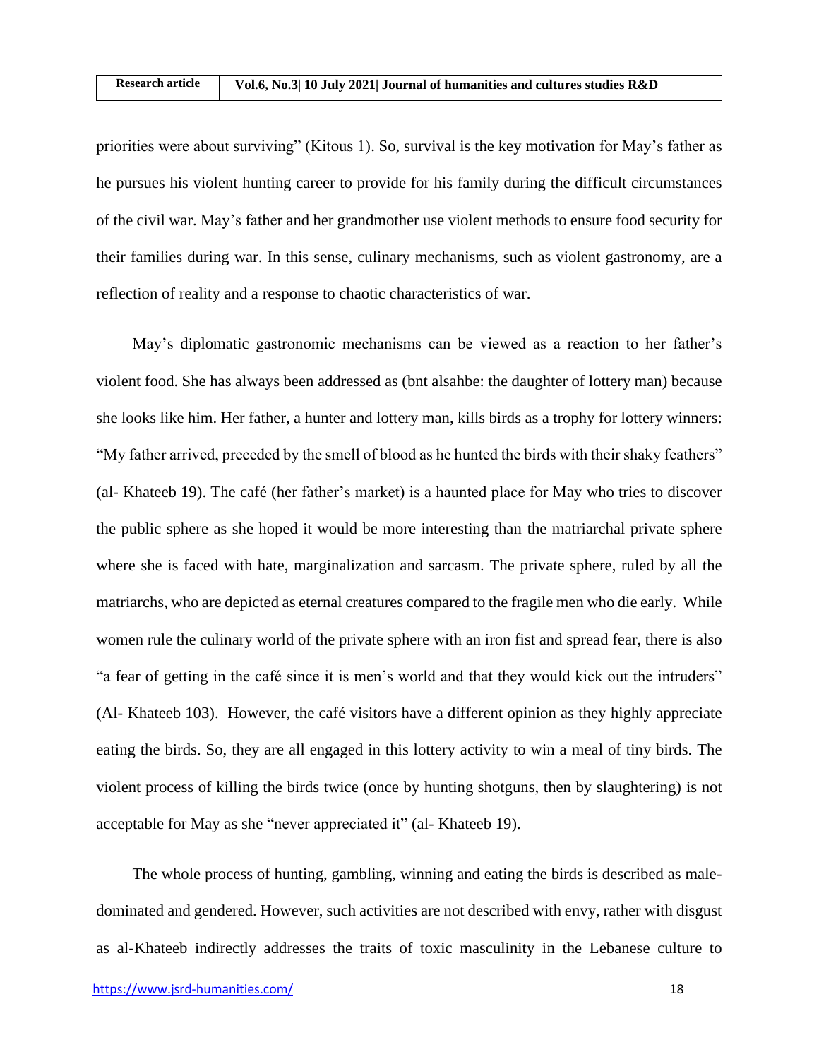priorities were about surviving" (Kitous 1). So, survival is the key motivation for May's father as he pursues his violent hunting career to provide for his family during the difficult circumstances of the civil war. May's father and her grandmother use violent methods to ensure food security for their families during war. In this sense, culinary mechanisms, such as violent gastronomy, are a reflection of reality and a response to chaotic characteristics of war.

May's diplomatic gastronomic mechanisms can be viewed as a reaction to her father's violent food. She has always been addressed as (bnt alsahbe: the daughter of lottery man) because she looks like him. Her father, a hunter and lottery man, kills birds as a trophy for lottery winners: "My father arrived, preceded by the smell of blood as he hunted the birds with their shaky feathers" (al- Khateeb 19). The café (her father's market) is a haunted place for May who tries to discover the public sphere as she hoped it would be more interesting than the matriarchal private sphere where she is faced with hate, marginalization and sarcasm. The private sphere, ruled by all the matriarchs, who are depicted as eternal creatures compared to the fragile men who die early. While women rule the culinary world of the private sphere with an iron fist and spread fear, there is also "a fear of getting in the café since it is men's world and that they would kick out the intruders" (Al- Khateeb 103). However, the café visitors have a different opinion as they highly appreciate eating the birds. So, they are all engaged in this lottery activity to win a meal of tiny birds. The violent process of killing the birds twice (once by hunting shotguns, then by slaughtering) is not acceptable for May as she "never appreciated it" (al- Khateeb 19).

The whole process of hunting, gambling, winning and eating the birds is described as male-dominated and gendered. However, such activities are not described with envy, rather with disgust as al-Khateeb indirectly addresses the traits of toxic masculinity in the Lebanese culture to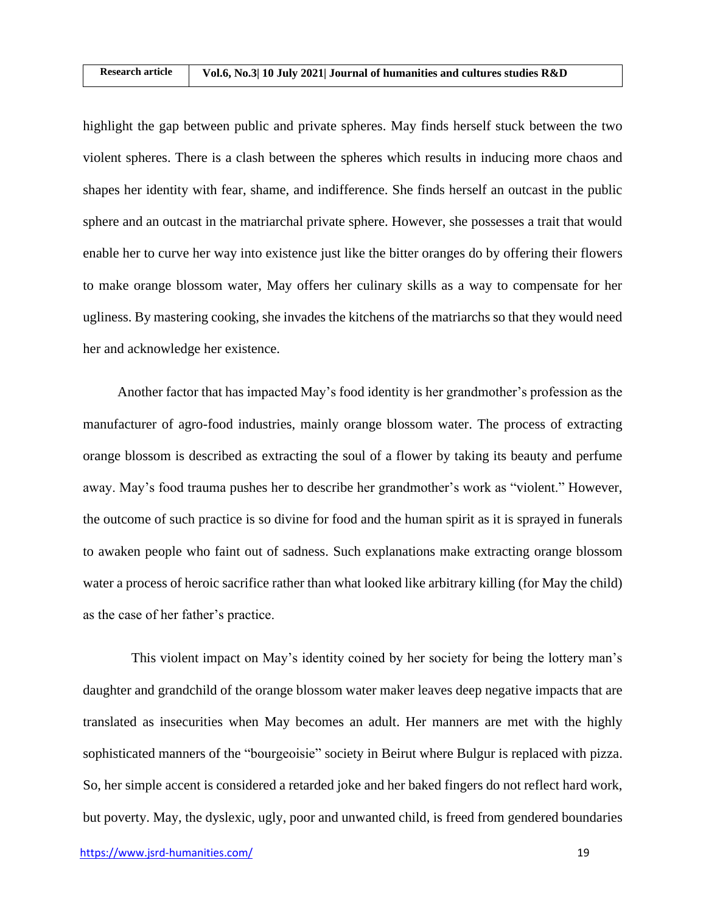highlight the gap between public and private spheres. May finds herself stuck between the two violent spheres. There is a clash between the spheres which results in inducing more chaos and shapes her identity with fear, shame, and indifference. She finds herself an outcast in the public sphere and an outcast in the matriarchal private sphere. However, she possesses a trait that would enable her to curve her way into existence just like the bitter oranges do by offering their flowers to make orange blossom water, May offers her culinary skills as a way to compensate for her ugliness. By mastering cooking, she invades the kitchens of the matriarchs so that they would need her and acknowledge her existence.

Another factor that has impacted May's food identity is her grandmother's profession as the manufacturer of agro-food industries, mainly orange blossom water. The process of extracting orange blossom is described as extracting the soul of a flower by taking its beauty and perfume away. May's food trauma pushes her to describe her grandmother's work as "violent." However, the outcome of such practice is so divine for food and the human spirit as it is sprayed in funerals to awaken people who faint out of sadness. Such explanations make extracting orange blossom water a process of heroic sacrifice rather than what looked like arbitrary killing (for May the child) as the case of her father's practice.

This violent impact on May's identity coined by her society for being the lottery man's daughter and grandchild of the orange blossom water maker leaves deep negative impacts that are translated as insecurities when May becomes an adult. Her manners are met with the highly sophisticated manners of the "bourgeoisie" society in Beirut where Bulgur is replaced with pizza. So, her simple accent is considered a retarded joke and her baked fingers do not reflect hard work, but poverty. May, the dyslexic, ugly, poor and unwanted child, is freed from gendered boundaries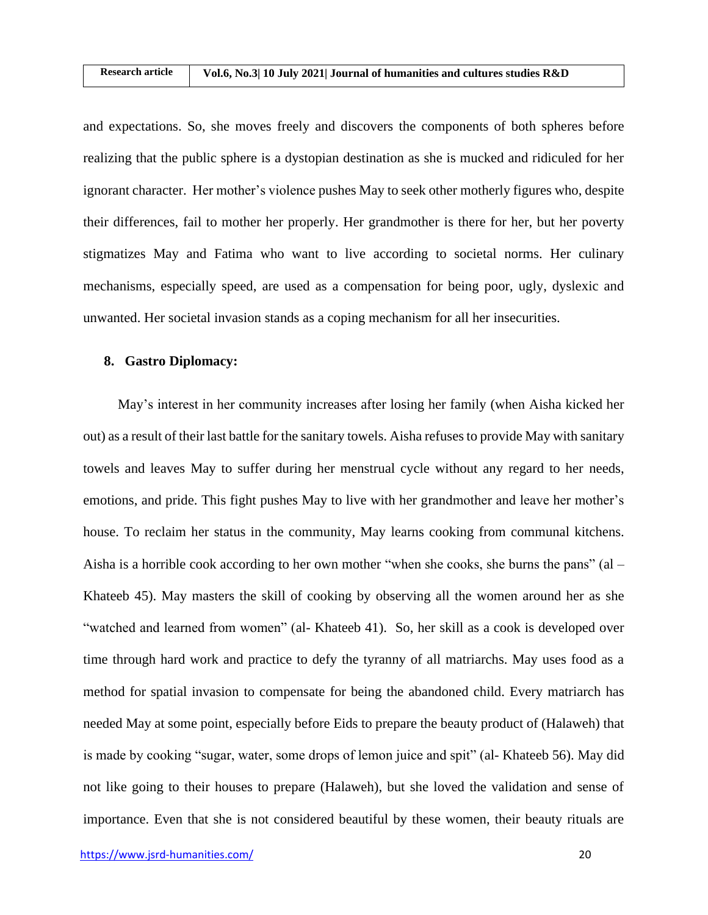and expectations. So, she moves freely and discovers the components of both spheres before realizing that the public sphere is a dystopian destination as she is mucked and ridiculed for her ignorant character. Her mother's violence pushes May to seek other motherly figures who, despite their differences, fail to mother her properly. Her grandmother is there for her, but her poverty stigmatizes May and Fatima who want to live according to societal norms. Her culinary mechanisms, especially speed, are used as a compensation for being poor, ugly, dyslexic and unwanted. Her societal invasion stands as a coping mechanism for all her insecurities.

## 8. Gastro Diplomacy:

May's interest in her community increases after losing her family (when Aisha kicked her out) as a result of their last battle for the sanitary towels. Aisha refuses to provide May with sanitary towels and leaves May to suffer during her menstrual cycle without any regard to her needs, emotions, and pride. This fight pushes May to live with her grandmother and leave her mother's house. To reclaim her status in the community, May learns cooking from communal kitchens. Aisha is a horrible cook according to her own mother "when she cooks, she burns the pans" (al – Khateeb 45). May masters the skill of cooking by observing all the women around her as she "watched and learned from women" (al- Khateeb 41). So, her skill as a cook is developed over time through hard work and practice to defy the tyranny of all matriarchs. May uses food as a method for spatial invasion to compensate for being the abandoned child. Every matriarch has needed May at some point, especially before Eids to prepare the beauty product of (Halaweh) that is made by cooking "sugar, water, some drops of lemon juice and spit" (al- Khateeb 56). May did not like going to their houses to prepare (Halaweh), but she loved the validation and sense of importance. Even that she is not considered beautiful by these women, their beauty rituals are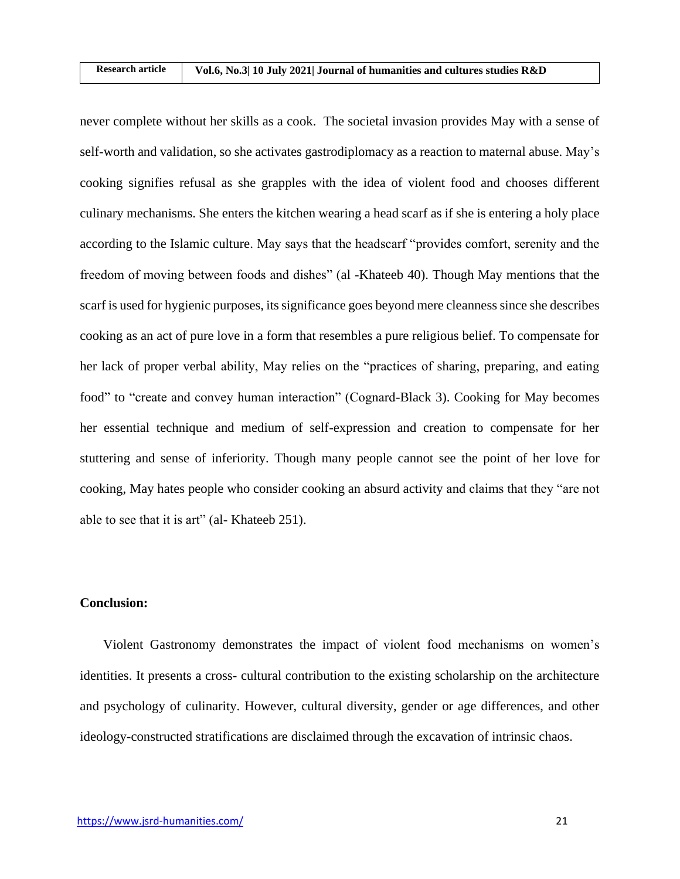never complete without her skills as a cook. The societal invasion provides May with a sense of self-worth and validation, so she activates gastrodiplomacy as a reaction to maternal abuse. May's cooking signifies refusal as she grapples with the idea of violent food and chooses different culinary mechanisms. She enters the kitchen wearing a head scarf as if she is entering a holy place according to the Islamic culture. May says that the headscarf "provides comfort, serenity and the freedom of moving between foods and dishes" (al -Khateeb 40). Though May mentions that the scarf is used for hygienic purposes, its significance goes beyond mere cleanness since she describes cooking as an act of pure love in a form that resembles a pure religious belief. To compensate for her lack of proper verbal ability, May relies on the "practices of sharing, preparing, and eating food" to "create and convey human interaction" (Cognard-Black 3). Cooking for May becomes her essential technique and medium of self-expression and creation to compensate for her stuttering and sense of inferiority. Though many people cannot see the point of her love for cooking, May hates people who consider cooking an absurd activity and claims that they "are not able to see that it is art" (al- Khateeb 251).

**Conclusion:**

Violent Gastronomy demonstrates the impact of violent food mechanisms on women's identities. It presents a cross- cultural contribution to the existing scholarship on the architecture and psychology of culinarity. However, cultural diversity, gender or age differences, and other ideology-constructed stratifications are disclaimed through the excavation of intrinsic chaos.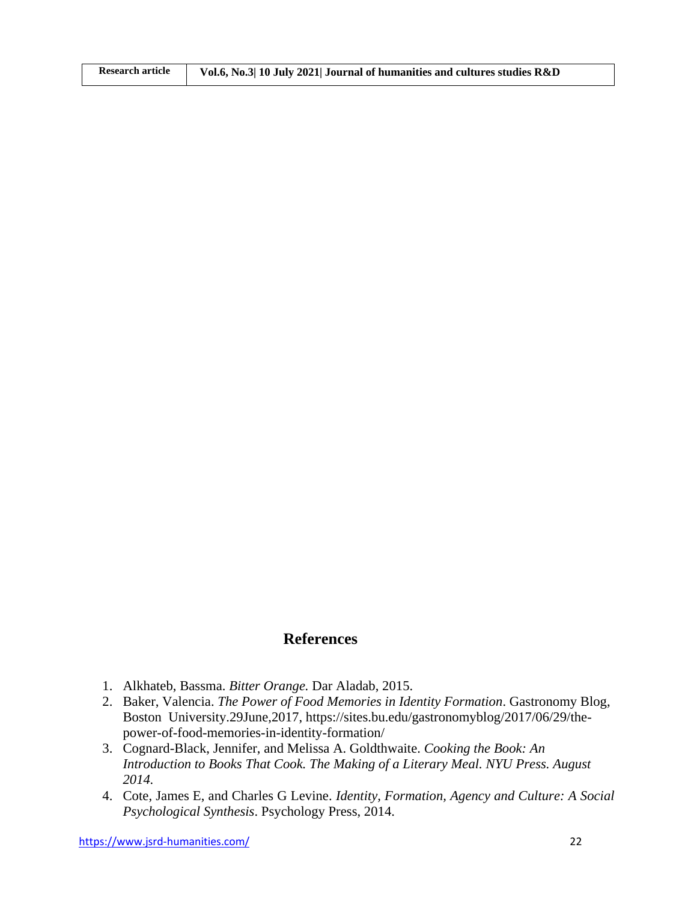## References

1. Alkhateb, Bassma. *Bitter Orange.* Dar Aladab, 2015.
2. Baker, Valencia. *The Power of Food Memories in Identity Formation*. Gastronomy Blog, Boston University.29June,2017, https://sites.bu.edu/gastronomyblog/2017/06/29/the-power-of-food-memories-in-identity-formation/
3. Cognard-Black, Jennifer, and Melissa A. Goldthwaite. *Cooking the Book: An Introduction to Books That Cook. The Making of a Literary Meal. NYU Press. August 2014.*
4. Cote, James E, and Charles G Levine. *Identity, Formation, Agency and Culture: A Social Psychological Synthesis*. Psychology Press, 2014.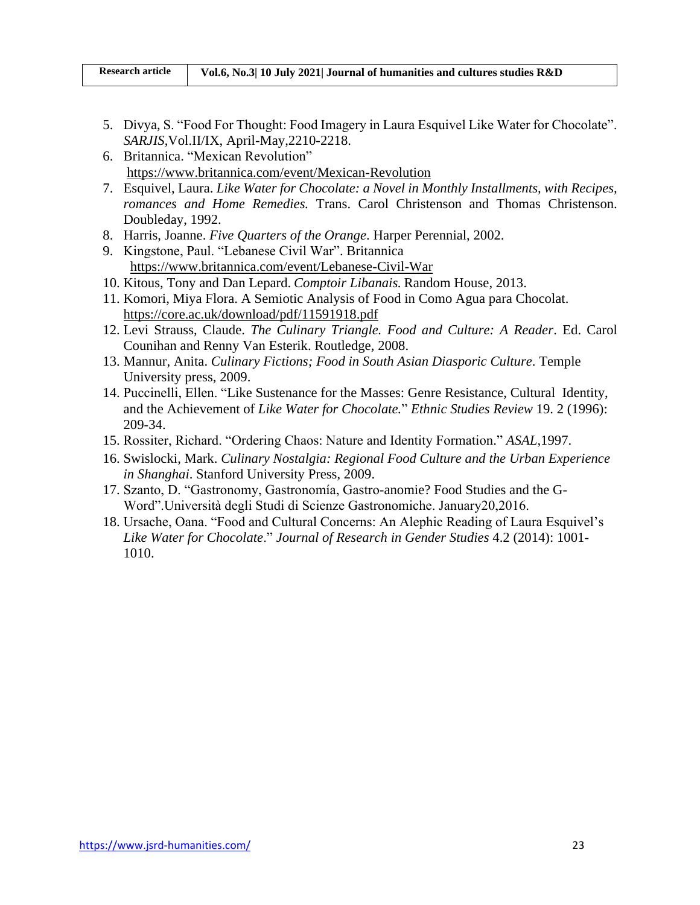5. Divya, S. "Food For Thought: Food Imagery in Laura Esquivel Like Water for Chocolate". *SARJIS*,Vol.II/IX, April-May,2210-2218.
6. Britannica. "Mexican Revolution" https://www.britannica.com/event/Mexican-Revolution
7. Esquivel, Laura. *Like Water for Chocolate: a Novel in Monthly Installments, with Recipes, romances and Home Remedies.* Trans. Carol Christenson and Thomas Christenson. Doubleday, 1992.
8. Harris, Joanne. *Five Quarters of the Orange*. Harper Perennial, 2002.
9. Kingstone, Paul. "Lebanese Civil War". Britannica https://www.britannica.com/event/Lebanese-Civil-War
10. Kitous, Tony and Dan Lepard. *Comptoir Libanais.* Random House, 2013.
11. Komori, Miya Flora. A Semiotic Analysis of Food in Como Agua para Chocolat. https://core.ac.uk/download/pdf/11591918.pdf
12. Levi Strauss, Claude. *The Culinary Triangle. Food and Culture: A Reader*. Ed. Carol Counihan and Renny Van Esterik. Routledge, 2008.
13. Mannur, Anita. *Culinary Fictions; Food in South Asian Diasporic Culture*. Temple University press, 2009.
14. Puccinelli, Ellen. "Like Sustenance for the Masses: Genre Resistance, Cultural Identity, and the Achievement of *Like Water for Chocolate.*" *Ethnic Studies Review* 19. 2 (1996): 209-34.
15. Rossiter, Richard. "Ordering Chaos: Nature and Identity Formation." *ASAL*,1997.
16. Swislocki, Mark. *Culinary Nostalgia: Regional Food Culture and the Urban Experience in Shanghai*. Stanford University Press, 2009.
17. Szanto, D. "Gastronomy, Gastronomía, Gastro-anomie? Food Studies and the G-Word".Università degli Studi di Scienze Gastronomiche. January20,2016.
18. Ursache, Oana. "Food and Cultural Concerns: An Alephic Reading of Laura Esquivel's *Like Water for Chocolate*." *Journal of Research in Gender Studies* 4.2 (2014): 1001-1010.